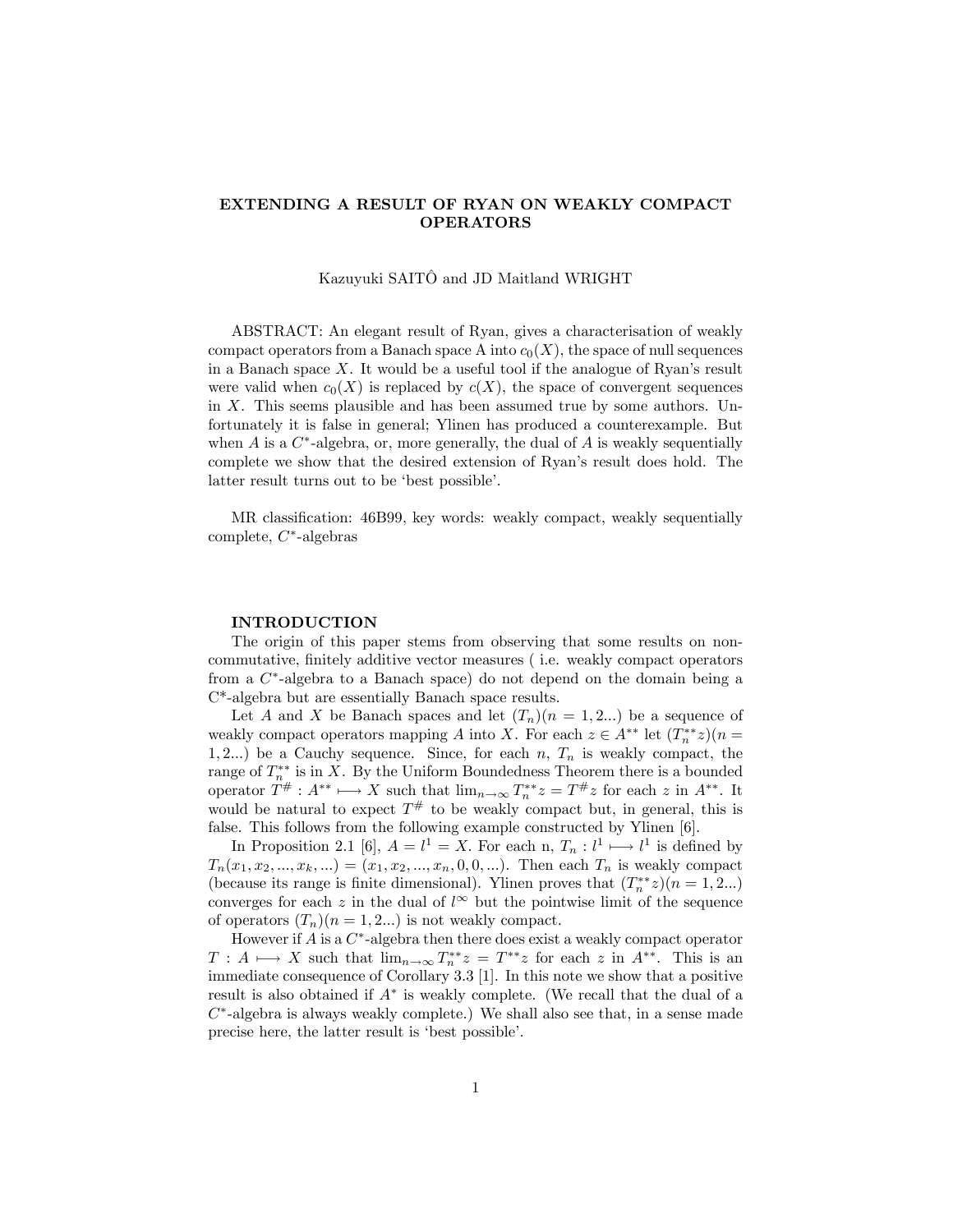# EXTENDING A RESULT OF RYAN ON WEAKLY COMPACT OPERATORS

Kazuyuki SAITÔ and JD Maitland WRIGHT

ABSTRACT: An elegant result of Ryan, gives a characterisation of weakly compact operators from a Banach space A into $c_0(X)$, the space of null sequences in a Banach space $X$. It would be a useful tool if the analogue of Ryan's result were valid when $c_0(X)$ is replaced by $c(X)$, the space of convergent sequences in $X$. This seems plausible and has been assumed true by some authors. Unfortunately it is false in general; Ylinen has produced a counterexample. But when $A$ is a $C^*$-algebra, or, more generally, the dual of $A$ is weakly sequentially complete we show that the desired extension of Ryan's result does hold. The latter result turns out to be 'best possible'.

MR classification: 46B99, key words: weakly compact, weakly sequentially complete, $C^*$-algebras

## INTRODUCTION

The origin of this paper stems from observing that some results on non-commutative, finitely additive vector measures ( i.e. weakly compact operators from a $C^*$-algebra to a Banach space) do not depend on the domain being a C*-algebra but are essentially Banach space results.

Let $A$ and $X$ be Banach spaces and let $(T_n)(n = 1, 2...)$ be a sequence of weakly compact operators mapping $A$ into $X$. For each $z \in A^{**}$ let $(T_n^{**}z)(n = 1, 2...)$ be a Cauchy sequence. Since, for each $n$, $T_n$ is weakly compact, the range of $T_n^{**}$ is in $X$. By the Uniform Boundedness Theorem there is a bounded operator $T^{\#} : A^{**} \longmapsto X$ such that $\lim_{n\to\infty} T_n^{**}z = T^{\#}z$ for each $z$ in $A^{**}$. It would be natural to expect $T^{\#}$ to be weakly compact but, in general, this is false. This follows from the following example constructed by Ylinen [6].

In Proposition 2.1 [6], $A = l^1 = X$. For each n, $T_n : l^1 \longmapsto l^1$ is defined by $T_n(x_1, x_2, ..., x_k, ...) = (x_1, x_2, ..., x_n, 0, 0, ...)$. Then each $T_n$ is weakly compact (because its range is finite dimensional). Ylinen proves that $(T_n^{**}z)(n = 1, 2...)$ converges for each $z$ in the dual of $l^\infty$ but the pointwise limit of the sequence of operators $(T_n)(n = 1, 2...)$ is not weakly compact.

However if $A$ is a $C^*$-algebra then there does exist a weakly compact operator $T : A \longmapsto X$ such that $\lim_{n\to\infty} T_n^{**}z = T^{**}z$ for each $z$ in $A^{**}$. This is an immediate consequence of Corollary 3.3 [1]. In this note we show that a positive result is also obtained if $A^*$ is weakly complete. (We recall that the dual of a $C^*$-algebra is always weakly complete.) We shall also see that, in a sense made precise here, the latter result is 'best possible'.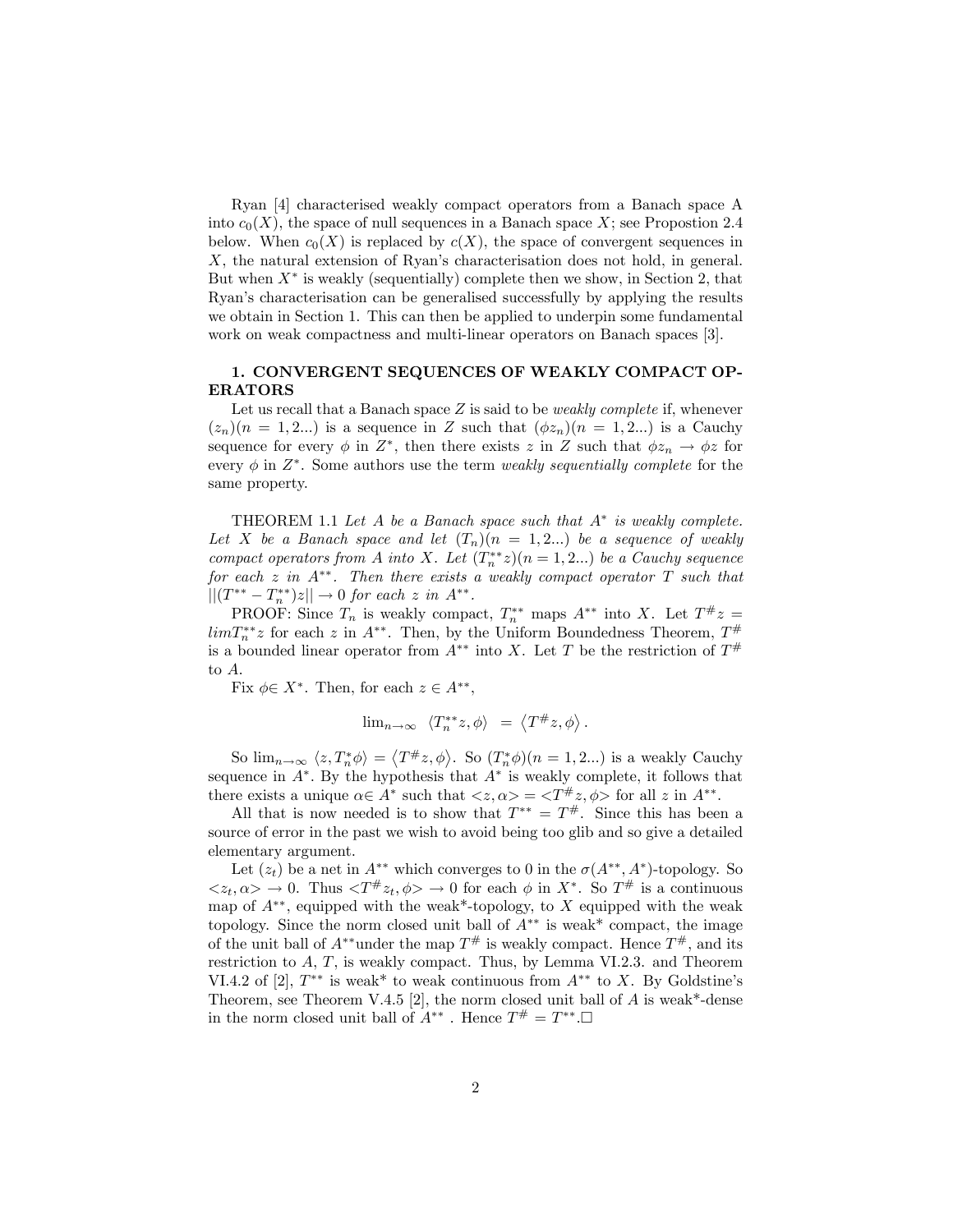Ryan [4] characterised weakly compact operators from a Banach space A into $c_0(X)$, the space of null sequences in a Banach space $X$; see Propostion 2.4 below. When $c_0(X)$ is replaced by $c(X)$, the space of convergent sequences in $X$, the natural extension of Ryan's characterisation does not hold, in general. But when $X^*$ is weakly (sequentially) complete then we show, in Section 2, that Ryan's characterisation can be generalised successfully by applying the results we obtain in Section 1. This can then be applied to underpin some fundamental work on weak compactness and multi-linear operators on Banach spaces [3].

## 1. CONVERGENT SEQUENCES OF WEAKLY COMPACT OPERATORS

Let us recall that a Banach space $Z$ is said to be *weakly complete* if, whenever $(z_n)(n = 1, 2...)$ is a sequence in $Z$ such that $(\phi z_n)(n = 1, 2...)$ is a Cauchy sequence for every $\phi$ in $Z^*$, then there exists $z$ in $Z$ such that $\phi z_n \to \phi z$ for every $\phi$ in $Z^*$. Some authors use the term *weakly sequentially complete* for the same property.

THEOREM 1.1 *Let $A$ be a Banach space such that $A^*$ is weakly complete. Let $X$ be a Banach space and let $(T_n)(n = 1, 2...)$ be a sequence of weakly compact operators from $A$ into $X$. Let $(T_n^{**}z)(n = 1, 2...)$ be a Cauchy sequence for each $z$ in $A^{**}$. Then there exists a weakly compact operator $T$ such that $||(T^{**} - T_n^{**})z|| \to 0$ for each $z$ in $A^{**}$.*

PROOF: Since $T_n$ is weakly compact, $T_n^{**}$ maps $A^{**}$ into $X$. Let $T^\# z = lim T_n^{**}z$ for each $z$ in $A^{**}$. Then, by the Uniform Boundedness Theorem, $T^\#$ is a bounded linear operator from $A^{**}$ into $X$. Let $T$ be the restriction of $T^\#$ to $A$.

Fix $\phi \in X^*$. Then, for each $z \in A^{**}$,

$$\lim_{n\to\infty} \ \langle T_n^{**}z, \phi\rangle \ = \ \langle T^\# z, \phi\rangle .$$

So $\lim_{n\to\infty} \langle z, T_n^* \phi\rangle = \langle T^\# z, \phi\rangle$. So $(T_n^*\phi)(n = 1, 2...)$ is a weakly Cauchy sequence in $A^*$. By the hypothesis that $A^*$ is weakly complete, it follows that there exists a unique $\alpha \in A^*$ such that $<z, \alpha> = <T^\# z, \phi>$ for all $z$ in $A^{**}$.

All that is now needed is to show that $T^{**} = T^\#$. Since this has been a source of error in the past we wish to avoid being too glib and so give a detailed elementary argument.

Let $(z_t)$ be a net in $A^{**}$ which converges to 0 in the $\sigma(A^{**}, A^*)$-topology. So $<z_t, \alpha> \to 0$. Thus $<T^\# z_t, \phi> \to 0$ for each $\phi$ in $X^*$. So $T^\#$ is a continuous map of $A^{**}$, equipped with the weak\*-topology, to $X$ equipped with the weak topology. Since the norm closed unit ball of $A^{**}$ is weak\* compact, the image of the unit ball of $A^{**}$under the map $T^\#$ is weakly compact. Hence $T^\#$, and its restriction to $A$, $T$, is weakly compact. Thus, by Lemma VI.2.3. and Theorem VI.4.2 of [2], $T^{**}$ is weak\* to weak continuous from $A^{**}$ to $X$. By Goldstine's Theorem, see Theorem V.4.5 [2], the norm closed unit ball of $A$ is weak\*-dense in the norm closed unit ball of $A^{**}$ . Hence $T^\# = T^{**}$.□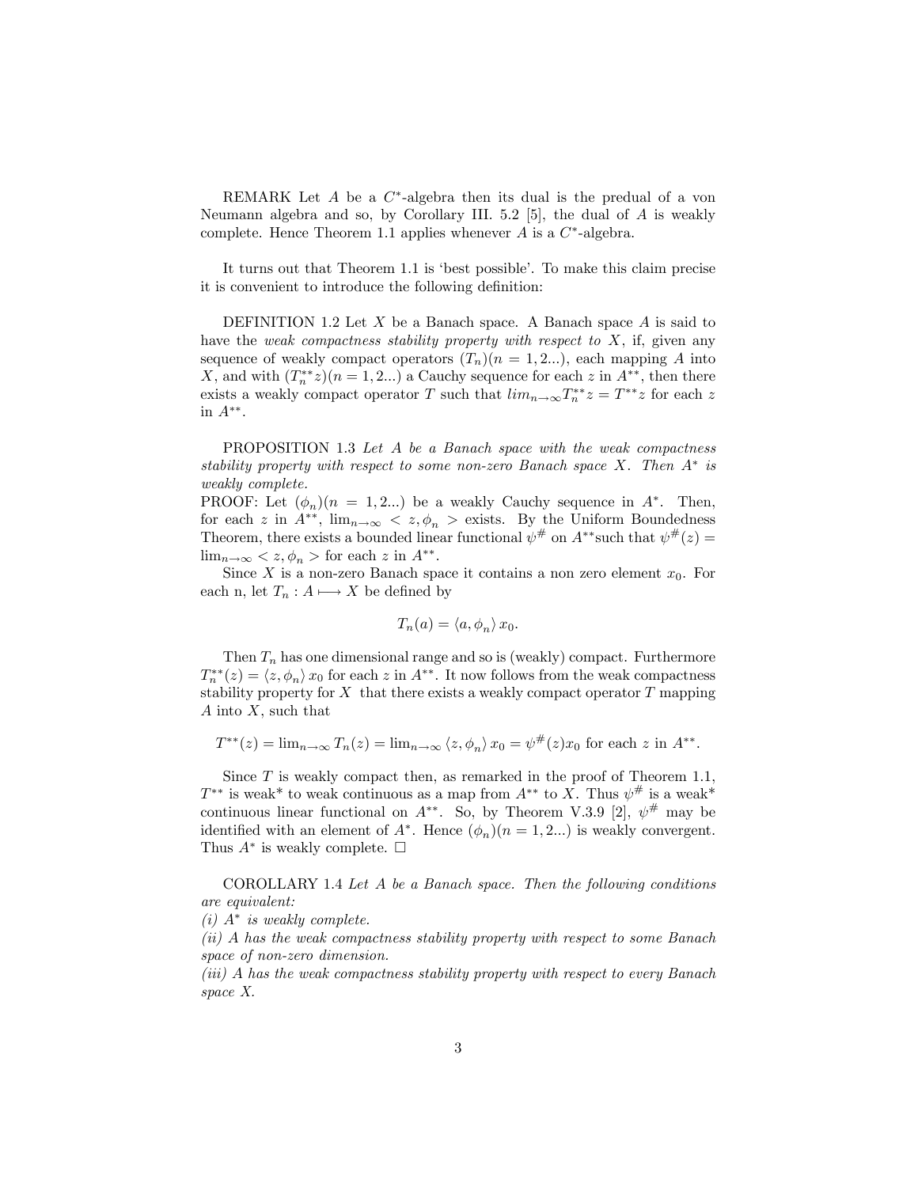REMARK Let $A$ be a $C^*$-algebra then its dual is the predual of a von Neumann algebra and so, by Corollary III. 5.2 [5], the dual of $A$ is weakly complete. Hence Theorem 1.1 applies whenever $A$ is a $C^*$-algebra.

It turns out that Theorem 1.1 is 'best possible'. To make this claim precise it is convenient to introduce the following definition:

DEFINITION 1.2 Let $X$ be a Banach space. A Banach space $A$ is said to have the *weak compactness stability property with respect to* $X$, if, given any sequence of weakly compact operators $(T_n)(n = 1, 2...)$, each mapping $A$ into $X$, and with $(T_n^{**}z)(n = 1, 2...)$ a Cauchy sequence for each $z$ in $A^{**}$, then there exists a weakly compact operator $T$ such that $lim_{n\to\infty} T_n^{**}z = T^{**}z$ for each $z$ in $A^{**}$.

PROPOSITION 1.3 *Let $A$ be a Banach space with the weak compactness stability property with respect to some non-zero Banach space $X$. Then $A^*$ is weakly complete.*

PROOF: Let $(\phi_n)(n = 1, 2...)$ be a weakly Cauchy sequence in $A^*$. Then, for each $z$ in $A^{**}$, $\lim_{n\to\infty} < z, \phi_n >$ exists. By the Uniform Boundedness Theorem, there exists a bounded linear functional $\psi^\#$ on $A^{**}$such that $\psi^\#(z) = \lim_{n\to\infty} < z, \phi_n >$ for each $z$ in $A^{**}$.

Since $X$ is a non-zero Banach space it contains a non zero element $x_0$. For each n, let $T_n : A \longmapsto X$ be defined by

$$T_n(a) = \langle a, \phi_n \rangle x_0.$$

Then $T_n$ has one dimensional range and so is (weakly) compact. Furthermore $T_n^{**}(z) = \langle z, \phi_n \rangle x_0$ for each $z$ in $A^{**}$. It now follows from the weak compactness stability property for $X$ that there exists a weakly compact operator $T$ mapping $A$ into $X$, such that

$$T^{**}(z) = \lim_{n\to\infty} T_n(z) = \lim_{n\to\infty} \langle z, \phi_n \rangle x_0 = \psi^\#(z)x_0 \text{ for each } z \text{ in } A^{**}.$$

Since $T$ is weakly compact then, as remarked in the proof of Theorem 1.1, $T^{**}$ is weak* to weak continuous as a map from $A^{**}$ to $X$. Thus $\psi^\#$ is a weak* continuous linear functional on $A^{**}$. So, by Theorem V.3.9 [2], $\psi^\#$ may be identified with an element of $A^*$. Hence $(\phi_n)(n = 1, 2...)$ is weakly convergent. Thus $A^*$ is weakly complete. □

COROLLARY 1.4 *Let $A$ be a Banach space. Then the following conditions are equivalent:*

*(i) $A^*$ is weakly complete.*

*(ii) $A$ has the weak compactness stability property with respect to some Banach space of non-zero dimension.*

*(iii) $A$ has the weak compactness stability property with respect to every Banach space $X$.*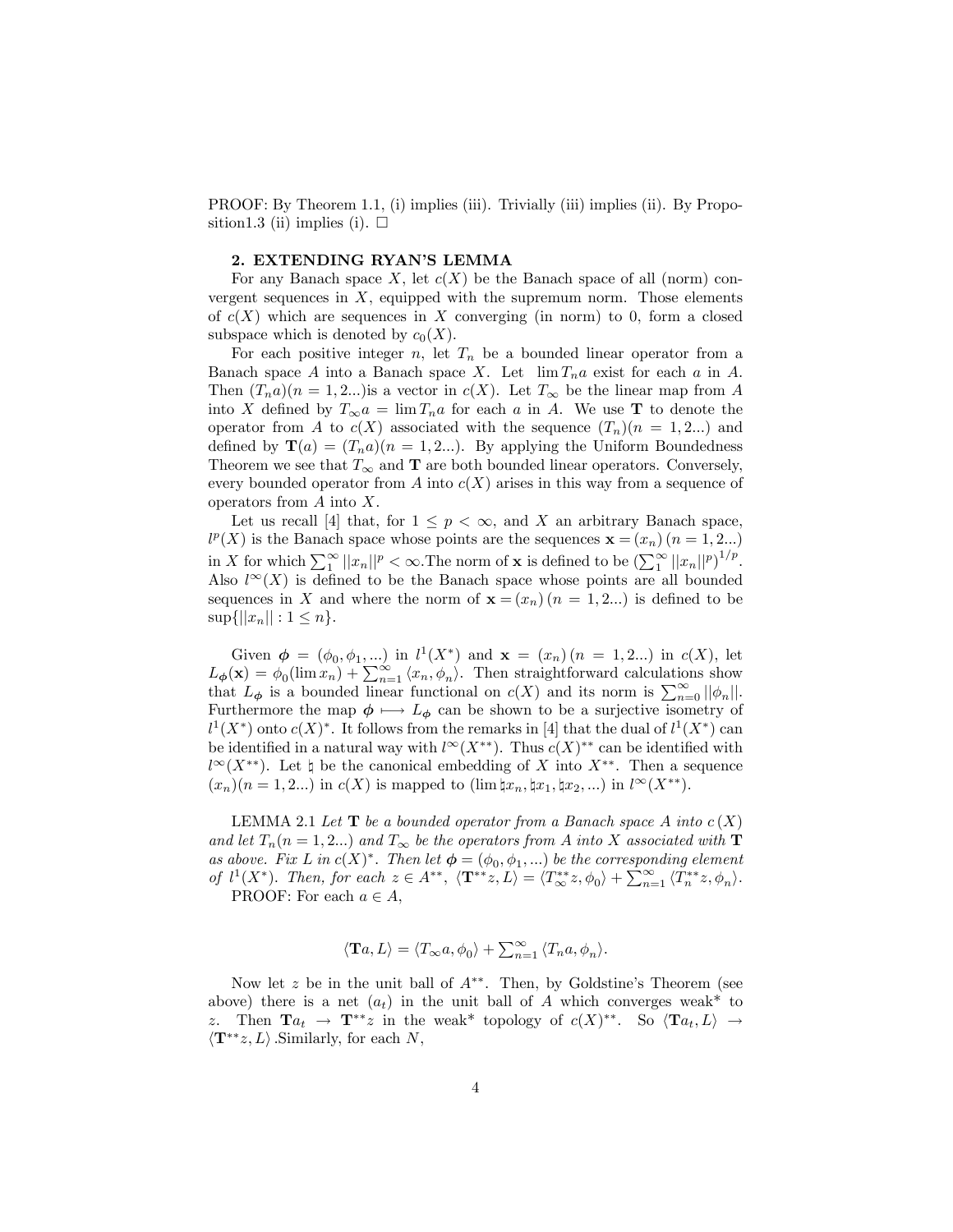PROOF: By Theorem 1.1, (i) implies (iii). Trivially (iii) implies (ii). By Proposition1.3 (ii) implies (i). □

## 2. EXTENDING RYAN'S LEMMA

For any Banach space $X$, let $c(X)$ be the Banach space of all (norm) convergent sequences in $X$, equipped with the supremum norm. Those elements of $c(X)$ which are sequences in $X$ converging (in norm) to 0, form a closed subspace which is denoted by $c_0(X)$.

For each positive integer $n$, let $T_n$ be a bounded linear operator from a Banach space $A$ into a Banach space $X$. Let $\lim T_n a$ exist for each $a$ in $A$. Then $(T_n a)(n = 1, 2...)$is a vector in $c(X)$. Let $T_\infty$ be the linear map from $A$ into $X$ defined by $T_\infty a = \lim T_n a$ for each $a$ in $A$. We use $\mathbf{T}$ to denote the operator from $A$ to $c(X)$ associated with the sequence $(T_n)(n = 1, 2...)$ and defined by $\mathbf{T}(a) = (T_n a)(n = 1, 2...)$. By applying the Uniform Boundedness Theorem we see that $T_\infty$ and $\mathbf{T}$ are both bounded linear operators. Conversely, every bounded operator from $A$ into $c(X)$ arises in this way from a sequence of operators from $A$ into $X$.

Let us recall [4] that, for $1 \le p < \infty$, and $X$ an arbitrary Banach space, $l^p(X)$ is the Banach space whose points are the sequences $\mathbf{x} = (x_n)\,(n = 1, 2...)$ in $X$ for which $\sum_1^\infty ||x_n||^p < \infty$.The norm of $\mathbf{x}$ is defined to be $(\sum_1^\infty ||x_n||^p)^{1/p}$. Also $l^\infty(X)$ is defined to be the Banach space whose points are all bounded sequences in $X$ and where the norm of $\mathbf{x} = (x_n)\,(n = 1, 2...)$ is defined to be $\sup\{||x_n|| : 1 \le n\}$.

Given $\boldsymbol{\phi} = (\phi_0, \phi_1, ...)$ in $l^1(X^*)$ and $\mathbf{x} = (x_n)\,(n = 1, 2...)$ in $c(X)$, let $L_{\boldsymbol{\phi}}(\mathbf{x}) = \phi_0(\lim x_n) + \sum_{n=1}^\infty \langle x_n, \phi_n \rangle$. Then straightforward calculations show that $L_{\boldsymbol{\phi}}$ is a bounded linear functional on $c(X)$ and its norm is $\sum_{n=0}^\infty ||\phi_n||$. Furthermore the map $\boldsymbol{\phi} \longmapsto L_{\boldsymbol{\phi}}$ can be shown to be a surjective isometry of $l^1(X^*)$ onto $c(X)^*$. It follows from the remarks in [4] that the dual of $l^1(X^*)$ can be identified in a natural way with $l^\infty(X^{**})$. Thus $c(X)^{**}$ can be identified with $l^\infty(X^{**})$. Let $\natural$ be the canonical embedding of $X$ into $X^{**}$. Then a sequence $(x_n)(n = 1, 2...)$ in $c(X)$ is mapped to $(\lim \natural x_n, \natural x_1, \natural x_2, ...)$ in $l^\infty(X^{**})$.

LEMMA 2.1 *Let $\mathbf{T}$ be a bounded operator from a Banach space $A$ into $c\,(X)$ and let $T_n(n = 1, 2...)$ and $T_\infty$ be the operators from $A$ into $X$ associated with $\mathbf{T}$ as above. Fix $L$ in $c(X)^*$. Then let $\boldsymbol{\phi} = (\phi_0, \phi_1, ...)$ be the corresponding element of $l^1(X^*)$. Then, for each $z \in A^{**}$, $\langle \mathbf{T}^{**}z, L \rangle = \langle T_\infty^{**}z, \phi_0 \rangle + \sum_{n=1}^\infty \langle T_n^{**}z, \phi_n \rangle$.*

PROOF: For each $a \in A$,

$$\langle \mathbf{T}a, L \rangle = \langle T_\infty a, \phi_0 \rangle + \textstyle\sum_{n=1}^\infty \langle T_n a, \phi_n \rangle.$$

Now let $z$ be in the unit ball of $A^{**}$. Then, by Goldstine's Theorem (see above) there is a net $(a_t)$ in the unit ball of $A$ which converges weak* to $z$. Then $\mathbf{T}a_t \to \mathbf{T}^{**}z$ in the weak* topology of $c(X)^{**}$. So $\langle \mathbf{T}a_t, L \rangle \to \langle \mathbf{T}^{**}z, L \rangle$ .Similarly, for each $N$,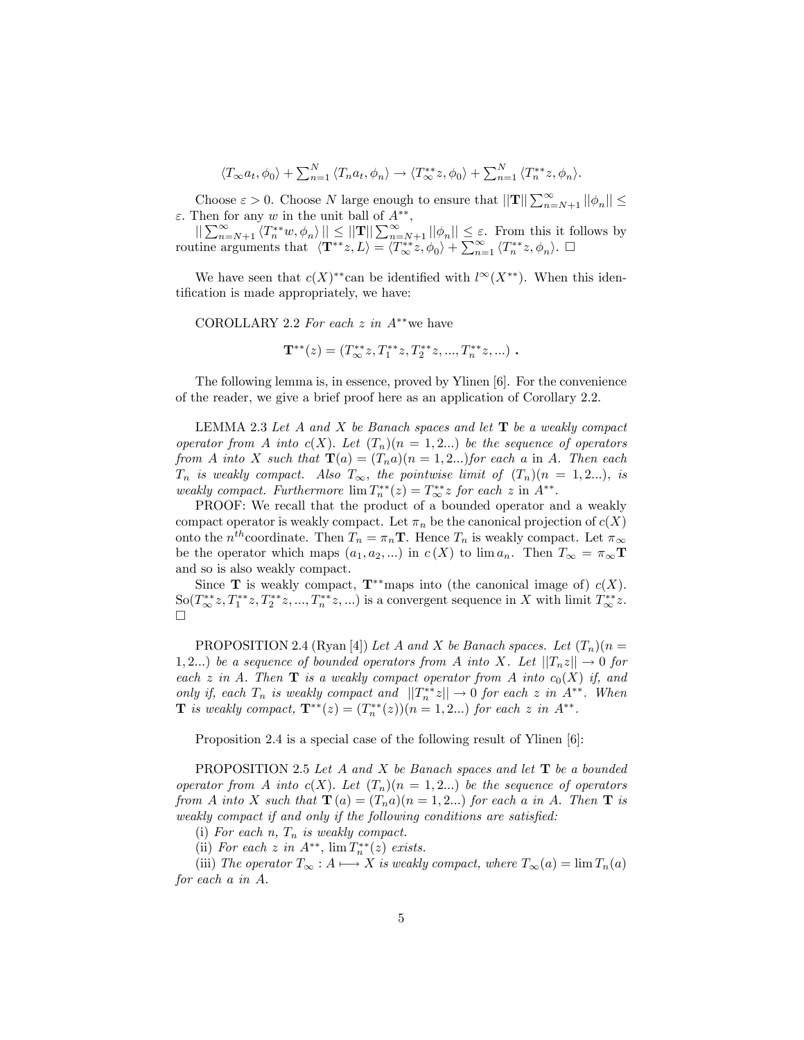$$\langle T_\infty a_t, \phi_0 \rangle + \sum_{n=1}^{N} \langle T_n a_t, \phi_n \rangle \to \langle T_\infty^{**} z, \phi_0 \rangle + \sum_{n=1}^{N} \langle T_n^{**} z, \phi_n \rangle.$$

Choose $\varepsilon > 0$. Choose $N$ large enough to ensure that $||\mathbf{T}|| \sum_{n=N+1}^{\infty} ||\phi_n|| \leq \varepsilon$. Then for any $w$ in the unit ball of $A^{**}$,

$|| \sum_{n=N+1}^{\infty} \langle T_n^{**} w, \phi_n \rangle || \leq ||\mathbf{T}|| \sum_{n=N+1}^{\infty} ||\phi_n|| \leq \varepsilon$. From this it follows by routine arguments that $\langle \mathbf{T}^{**} z, L \rangle = \langle T_\infty^{**} z, \phi_0 \rangle + \sum_{n=1}^{\infty} \langle T_n^{**} z, \phi_n \rangle$. $\square$

We have seen that $c(X)^{**}$can be identified with $l^\infty(X^{**})$. When this identification is made appropriately, we have:

COROLLARY 2.2 *For each $z$ in $A^{**}$we have*

$$\mathbf{T}^{**}(z) = (T_\infty^{**} z, T_1^{**} z, T_2^{**} z, ..., T_n^{**} z, ...) \,.$$

The following lemma is, in essence, proved by Ylinen [6]. For the convenience of the reader, we give a brief proof here as an application of Corollary 2.2.

LEMMA 2.3 *Let $A$ and $X$ be Banach spaces and let $\mathbf{T}$ be a weakly compact operator from $A$ into $c(X)$. Let $(T_n)(n = 1, 2...)$ be the sequence of operators from $A$ into $X$ such that $\mathbf{T}(a) = (T_n a)(n = 1, 2...)$for each $a$* in $A$. *Then each $T_n$ is weakly compact. Also $T_\infty$, the pointwise limit of $(T_n)(n = 1, 2...)$, is weakly compact. Furthermore $\lim T_n^{**}(z) = T_\infty^{**} z$ for each $z$ in $A^{**}$.*

PROOF: We recall that the product of a bounded operator and a weakly compact operator is weakly compact. Let $\pi_n$ be the canonical projection of $c(X)$ onto the $n^{th}$coordinate. Then $T_n = \pi_n \mathbf{T}$. Hence $T_n$ is weakly compact. Let $\pi_\infty$ be the operator which maps $(a_1, a_2, ...)$ in $c\,(X)$ to $\lim a_n$. Then $T_\infty = \pi_\infty \mathbf{T}$ and so is also weakly compact.

Since $\mathbf{T}$ is weakly compact, $\mathbf{T}^{**}$maps into (the canonical image of) $c(X)$. So$(T_\infty^{**} z, T_1^{**} z, T_2^{**} z, ..., T_n^{**} z, ...)$ is a convergent sequence in $X$ with limit $T_\infty^{**} z$. $\square$

PROPOSITION 2.4 (Ryan [4]) *Let $A$ and $X$ be Banach spaces. Let $(T_n)(n = 1, 2...)$ be a sequence of bounded operators from $A$ into $X$. Let $||T_n z|| \to 0$ for each $z$ in $A$. Then $\mathbf{T}$ is a weakly compact operator from $A$ into $c_0(X)$ if, and only if, each $T_n$ is weakly compact and $||T_n^{**} z|| \to 0$ for each $z$ in $A^{**}$. When $\mathbf{T}$ is weakly compact, $\mathbf{T}^{**}(z) = (T_n^{**}(z))(n = 1, 2...)$ for each $z$ in $A^{**}$.*

Proposition 2.4 is a special case of the following result of Ylinen [6]:

PROPOSITION 2.5 *Let $A$ and $X$ be Banach spaces and let $\mathbf{T}$ be a bounded operator from $A$ into $c(X)$. Let $(T_n)(n = 1, 2...)$ be the sequence of operators from $A$ into $X$ such that $\mathbf{T}\,(a) = (T_n a)(n = 1, 2...)$ for each a in $A$. Then $\mathbf{T}$ is weakly compact if and only if the following conditions are satisfied:*

(i) *For each $n$, $T_n$ is weakly compact.*

(ii) *For each $z$ in $A^{**}$, $\lim T_n^{**}(z)$ exists.*

(iii) *The operator $T_\infty : A \longmapsto X$ is weakly compact, where $T_\infty(a) = \lim T_n(a)$ for each $a$ in $A$.*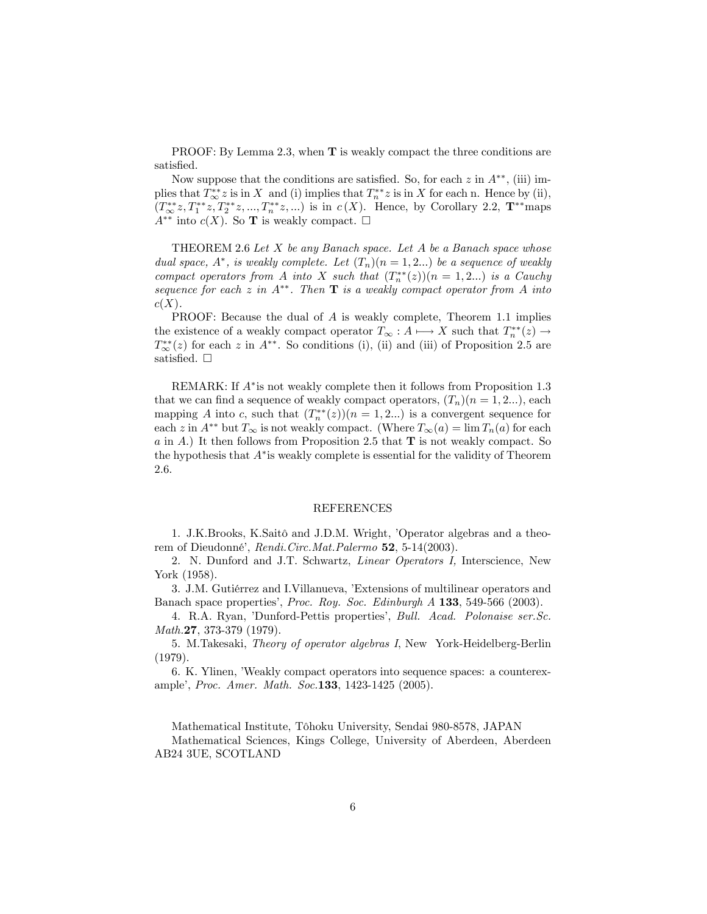PROOF: By Lemma 2.3, when $\mathbf{T}$ is weakly compact the three conditions are satisfied.

Now suppose that the conditions are satisfied. So, for each $z$ in $A^{**}$, (iii) implies that $T_\infty^{**}z$ is in $X$ and (i) implies that $T_n^{**}z$ is in $X$ for each n. Hence by (ii), $(T_\infty^{**}z, T_1^{**}z, T_2^{**}z, ..., T_n^{**}z, ...)$ is in $c(X)$. Hence, by Corollary 2.2, $\mathbf{T}^{**}$maps $A^{**}$ into $c(X)$. So $\mathbf{T}$ is weakly compact. □

THEOREM 2.6 *Let $X$ be any Banach space. Let $A$ be a Banach space whose dual space, $A^*$, is weakly complete. Let $(T_n)(n = 1, 2...)$ be a sequence of weakly compact operators from $A$ into $X$ such that $(T_n^{**}(z))(n = 1, 2...)$ is a Cauchy sequence for each $z$ in $A^{**}$. Then $\mathbf{T}$ is a weakly compact operator from $A$ into $c(X)$.*

PROOF: Because the dual of $A$ is weakly complete, Theorem 1.1 implies the existence of a weakly compact operator $T_\infty : A \longmapsto X$ such that $T_n^{**}(z) \to T_\infty^{**}(z)$ for each $z$ in $A^{**}$. So conditions (i), (ii) and (iii) of Proposition 2.5 are satisfied. □

REMARK: If $A^*$is not weakly complete then it follows from Proposition 1.3 that we can find a sequence of weakly compact operators, $(T_n)(n = 1, 2...)$, each mapping $A$ into $c$, such that $(T_n^{**}(z))(n = 1, 2...)$ is a convergent sequence for each $z$ in $A^{**}$ but $T_\infty$ is not weakly compact. (Where $T_\infty(a) = \lim T_n(a)$ for each $a$ in $A$.) It then follows from Proposition 2.5 that $\mathbf{T}$ is not weakly compact. So the hypothesis that $A^*$is weakly complete is essential for the validity of Theorem 2.6.

## REFERENCES

1. J.K.Brooks, K.Saitô and J.D.M. Wright, 'Operator algebras and a theorem of Dieudonné', *Rendi.Circ.Mat.Palermo* **52**, 5-14(2003).

2. N. Dunford and J.T. Schwartz, *Linear Operators I,* Interscience, New York (1958).

3. J.M. Gutiérrez and I.Villanueva, 'Extensions of multilinear operators and Banach space properties', *Proc. Roy. Soc. Edinburgh A* **133**, 549-566 (2003).

4. R.A. Ryan, 'Dunford-Pettis properties', *Bull. Acad. Polonaise ser.Sc. Math.***27**, 373-379 (1979).

5. M.Takesaki, *Theory of operator algebras I*, New York-Heidelberg-Berlin (1979).

6. K. Ylinen, 'Weakly compact operators into sequence spaces: a counterexample', *Proc. Amer. Math. Soc.***133**, 1423-1425 (2005).

Mathematical Institute, Tôhoku University, Sendai 980-8578, JAPAN

Mathematical Sciences, Kings College, University of Aberdeen, Aberdeen AB24 3UE, SCOTLAND